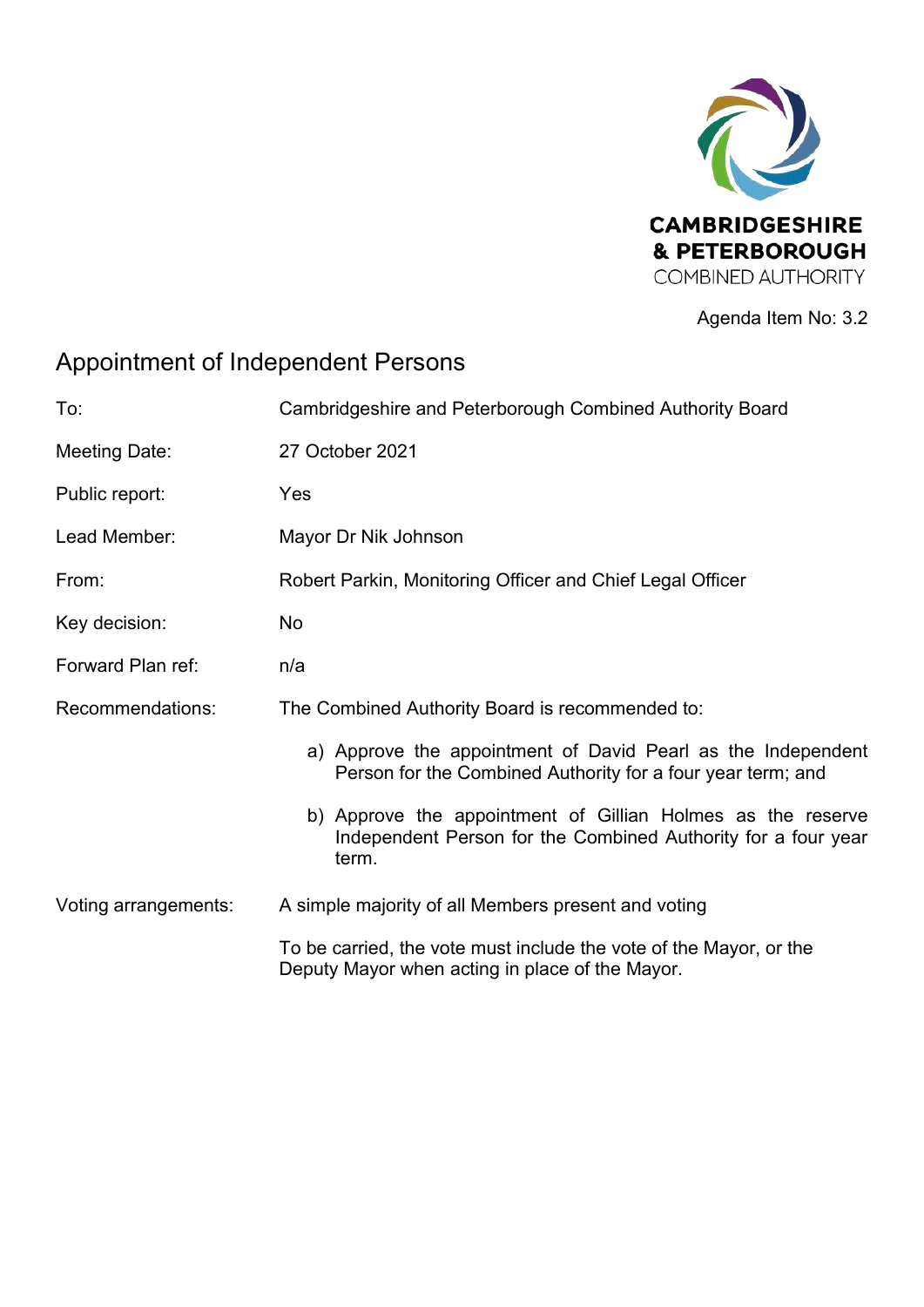CAMBRIDGESHIRE & PETERBOROUGH COMBINED AUTHORITY

Agenda Item No: 3.2

# Appointment of Independent Persons

| | |
|---|---|
| To: | Cambridgeshire and Peterborough Combined Authority Board |
| Meeting Date: | 27 October 2021 |
| Public report: | Yes |
| Lead Member: | Mayor Dr Nik Johnson |
| From: | Robert Parkin, Monitoring Officer and Chief Legal Officer |
| Key decision: | No |
| Forward Plan ref: | n/a |
| Recommendations: | The Combined Authority Board is recommended to:<br><br>a) Approve the appointment of David Pearl as the Independent Person for the Combined Authority for a four year term; and<br><br>b) Approve the appointment of Gillian Holmes as the reserve Independent Person for the Combined Authority for a four year term. |
| Voting arrangements: | A simple majority of all Members present and voting<br><br>To be carried, the vote must include the vote of the Mayor, or the Deputy Mayor when acting in place of the Mayor. |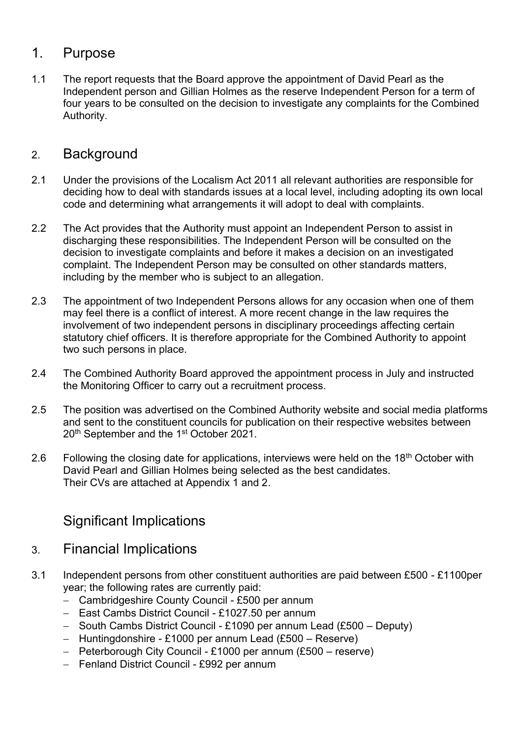## 1. Purpose

1.1 The report requests that the Board approve the appointment of David Pearl as the Independent person and Gillian Holmes as the reserve Independent Person for a term of four years to be consulted on the decision to investigate any complaints for the Combined Authority.

## 2. Background

2.1 Under the provisions of the Localism Act 2011 all relevant authorities are responsible for deciding how to deal with standards issues at a local level, including adopting its own local code and determining what arrangements it will adopt to deal with complaints.

2.2 The Act provides that the Authority must appoint an Independent Person to assist in discharging these responsibilities. The Independent Person will be consulted on the decision to investigate complaints and before it makes a decision on an investigated complaint. The Independent Person may be consulted on other standards matters, including by the member who is subject to an allegation.

2.3 The appointment of two Independent Persons allows for any occasion when one of them may feel there is a conflict of interest. A more recent change in the law requires the involvement of two independent persons in disciplinary proceedings affecting certain statutory chief officers. It is therefore appropriate for the Combined Authority to appoint two such persons in place.

2.4 The Combined Authority Board approved the appointment process in July and instructed the Monitoring Officer to carry out a recruitment process.

2.5 The position was advertised on the Combined Authority website and social media platforms and sent to the constituent councils for publication on their respective websites between 20th September and the 1st October 2021.

2.6 Following the closing date for applications, interviews were held on the 18th October with David Pearl and Gillian Holmes being selected as the best candidates. Their CVs are attached at Appendix 1 and 2.

## Significant Implications

## 3. Financial Implications

3.1 Independent persons from other constituent authorities are paid between £500 - £1100per year; the following rates are currently paid:

- Cambridgeshire County Council - £500 per annum
- East Cambs District Council - £1027.50 per annum
- South Cambs District Council - £1090 per annum Lead (£500 – Deputy)
- Huntingdonshire - £1000 per annum Lead (£500 – Reserve)
- Peterborough City Council - £1000 per annum (£500 – reserve)
- Fenland District Council - £992 per annum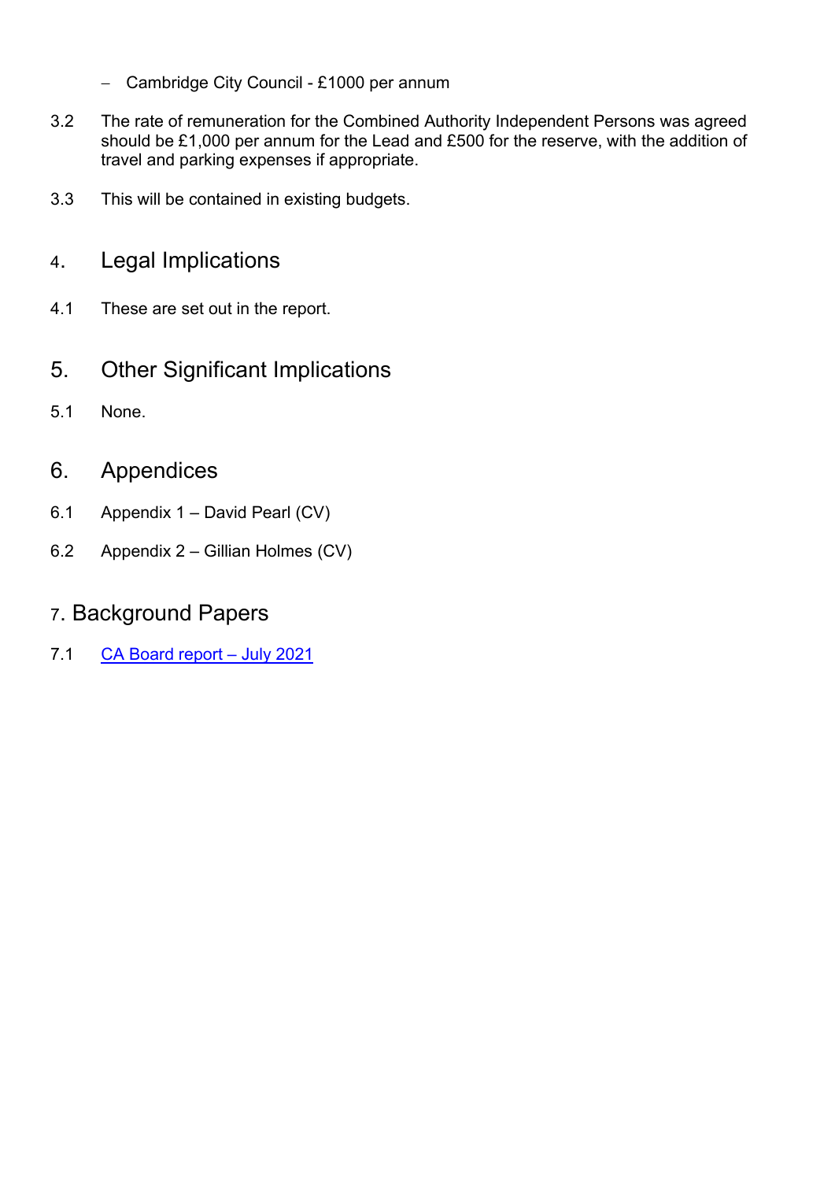- Cambridge City Council - £1000 per annum

3.2 The rate of remuneration for the Combined Authority Independent Persons was agreed should be £1,000 per annum for the Lead and £500 for the reserve, with the addition of travel and parking expenses if appropriate.

3.3 This will be contained in existing budgets.

## 4. Legal Implications

4.1 These are set out in the report.

## 5. Other Significant Implications

5.1 None.

## 6. Appendices

6.1 Appendix 1 – David Pearl (CV)

6.2 Appendix 2 – Gillian Holmes (CV)

## 7. Background Papers

7.1 CA Board report – July 2021